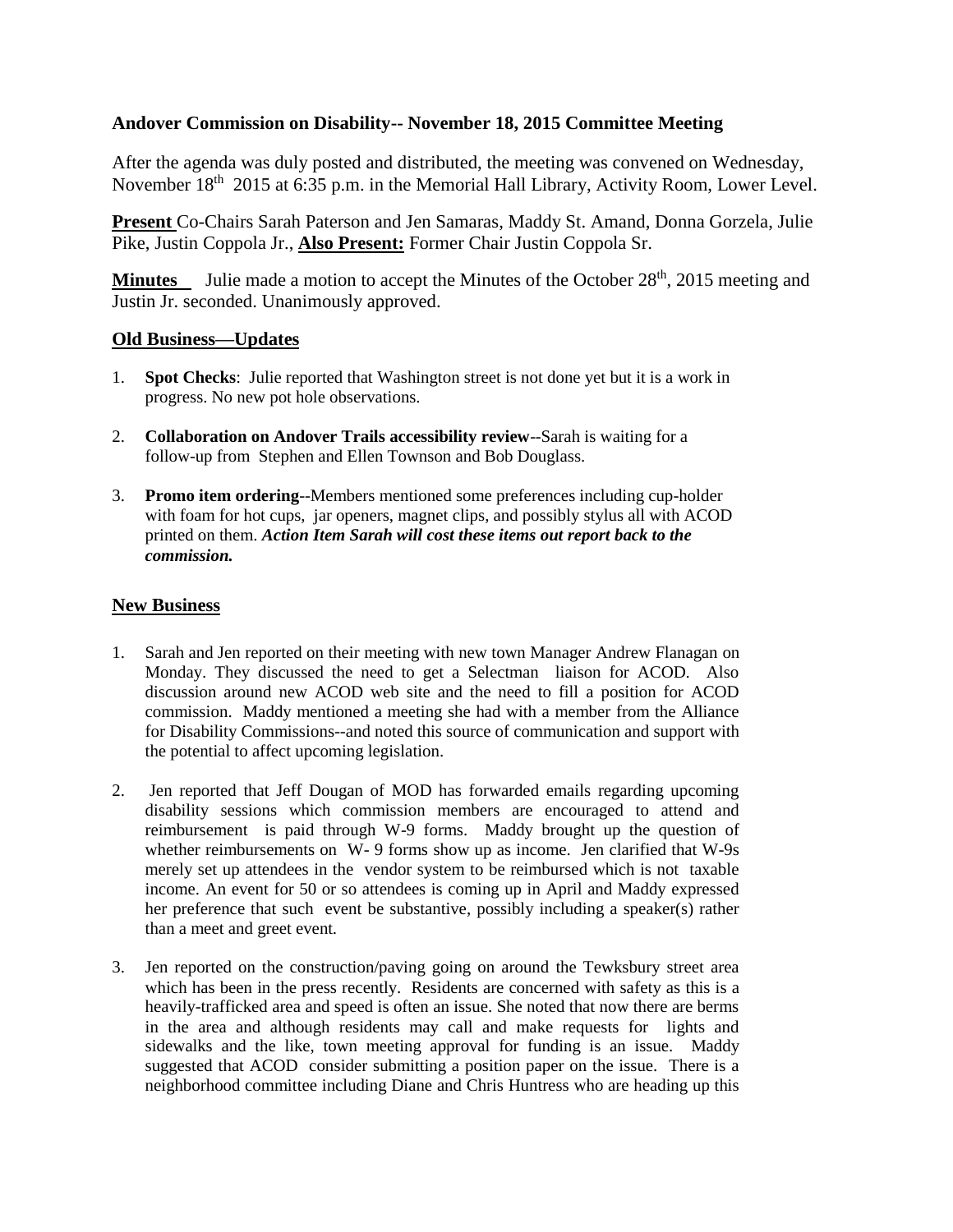**Andover Commission on Disability-- November 18, 2015 Committee Meeting**

After the agenda was duly posted and distributed, the meeting was convened on Wednesday, November 18th 2015 at 6:35 p.m. in the Memorial Hall Library, Activity Room, Lower Level.

**Present** Co-Chairs Sarah Paterson and Jen Samaras, Maddy St. Amand, Donna Gorzela, Julie Pike, Justin Coppola Jr., **Also Present:** Former Chair Justin Coppola Sr.

**Minutes** Julie made a motion to accept the Minutes of the October 28th, 2015 meeting and Justin Jr. seconded. Unanimously approved.

## Old Business—Updates

1. **Spot Checks**: Julie reported that Washington street is not done yet but it is a work in progress. No new pot hole observations.
2. **Collaboration on Andover Trails accessibility review**--Sarah is waiting for a follow-up from Stephen and Ellen Townson and Bob Douglass.
3. **Promo item ordering**--Members mentioned some preferences including cup-holder with foam for hot cups, jar openers, magnet clips, and possibly stylus all with ACOD printed on them. ***Action Item Sarah will cost these items out report back to the commission.***

## New Business

1. Sarah and Jen reported on their meeting with new town Manager Andrew Flanagan on Monday. They discussed the need to get a Selectman liaison for ACOD. Also discussion around new ACOD web site and the need to fill a position for ACOD commission. Maddy mentioned a meeting she had with a member from the Alliance for Disability Commissions--and noted this source of communication and support with the potential to affect upcoming legislation.
2. Jen reported that Jeff Dougan of MOD has forwarded emails regarding upcoming disability sessions which commission members are encouraged to attend and reimbursement is paid through W-9 forms. Maddy brought up the question of whether reimbursements on W- 9 forms show up as income. Jen clarified that W-9s merely set up attendees in the vendor system to be reimbursed which is not taxable income. An event for 50 or so attendees is coming up in April and Maddy expressed her preference that such event be substantive, possibly including a speaker(s) rather than a meet and greet event.
3. Jen reported on the construction/paving going on around the Tewksbury street area which has been in the press recently. Residents are concerned with safety as this is a heavily-trafficked area and speed is often an issue. She noted that now there are berms in the area and although residents may call and make requests for lights and sidewalks and the like, town meeting approval for funding is an issue. Maddy suggested that ACOD consider submitting a position paper on the issue. There is a neighborhood committee including Diane and Chris Huntress who are heading up this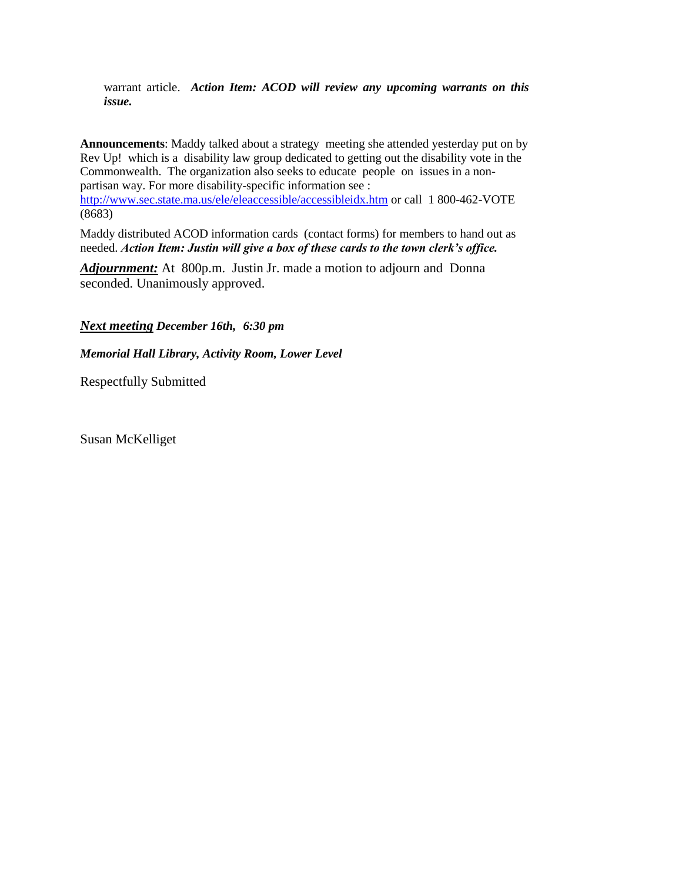warrant article. ***Action Item: ACOD will review any upcoming warrants on this issue.***

**Announcements**: Maddy talked about a strategy meeting she attended yesterday put on by Rev Up! which is a disability law group dedicated to getting out the disability vote in the Commonwealth. The organization also seeks to educate people on issues in a non-partisan way. For more disability-specific information see : http://www.sec.state.ma.us/ele/eleaccessible/accessibleidx.htm or call 1 800-462-VOTE (8683)

Maddy distributed ACOD information cards (contact forms) for members to hand out as needed. ***Action Item: Justin will give a box of these cards to the town clerk's office.***

***Adjournment:*** At 800p.m. Justin Jr. made a motion to adjourn and Donna seconded. Unanimously approved.

***Next meeting December 16th, 6:30 pm***

***Memorial Hall Library, Activity Room, Lower Level***

Respectfully Submitted

Susan McKelliget